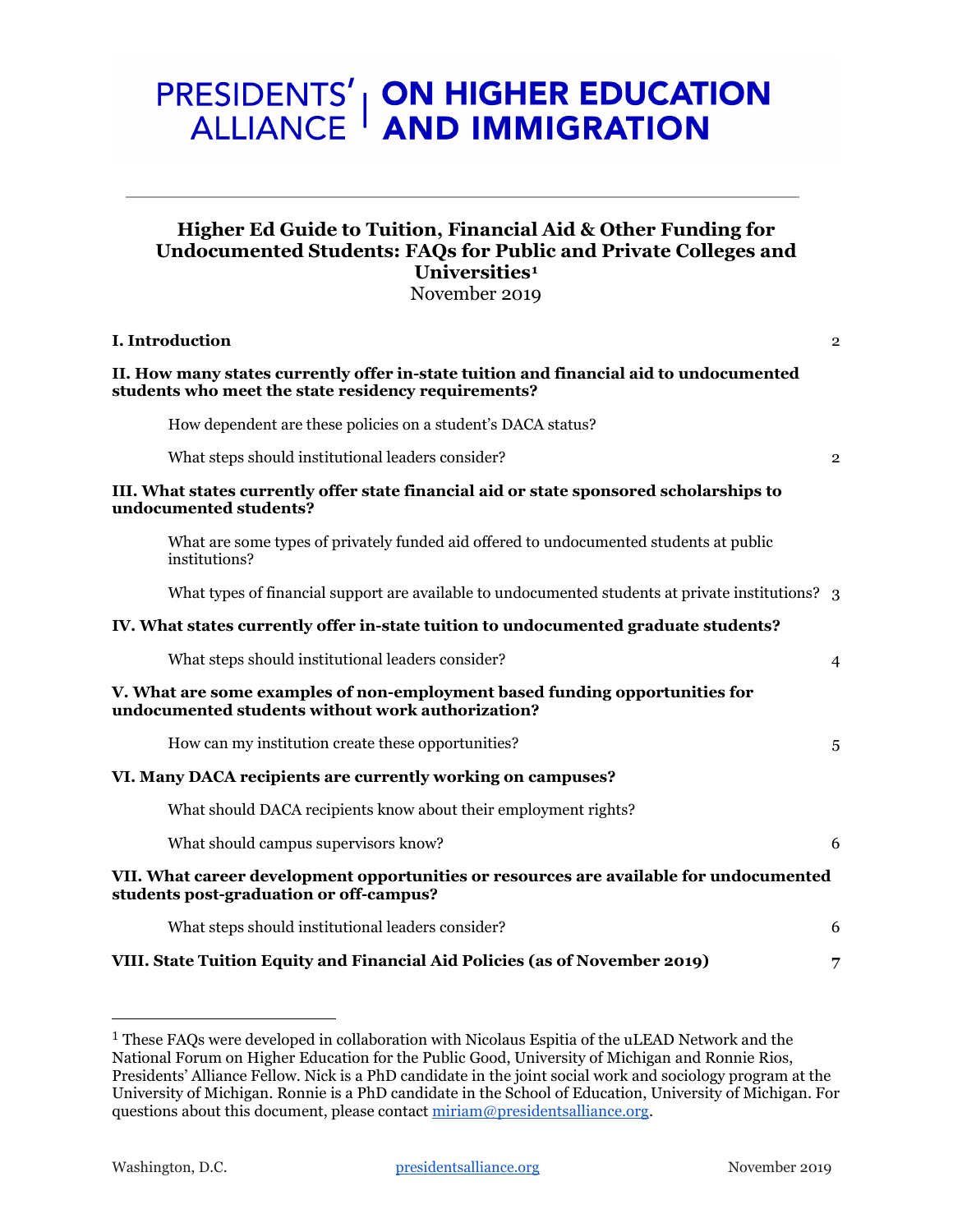# PRESIDENTS' ALLIANCE ON HIGHER EDUCATION AND IMMIGRATION

## Higher Ed Guide to Tuition, Financial Aid & Other Funding for Undocumented Students: FAQs for Public and Private Colleges and Universities[1]

November 2019

| | |
|---|---|
| **I. Introduction** | 2 |
| **II. How many states currently offer in-state tuition and financial aid to undocumented students who meet the state residency requirements?** | |
| How dependent are these policies on a student's DACA status? | |
| What steps should institutional leaders consider? | 2 |
| **III. What states currently offer state financial aid or state sponsored scholarships to undocumented students?** | |
| What are some types of privately funded aid offered to undocumented students at public institutions? | |
| What types of financial support are available to undocumented students at private institutions? | 3 |
| **IV. What states currently offer in-state tuition to undocumented graduate students?** | |
| What steps should institutional leaders consider? | 4 |
| **V. What are some examples of non-employment based funding opportunities for undocumented students without work authorization?** | |
| How can my institution create these opportunities? | 5 |
| **VI. Many DACA recipients are currently working on campuses?** | |
| What should DACA recipients know about their employment rights? | |
| What should campus supervisors know? | 6 |
| **VII. What career development opportunities or resources are available for undocumented students post-graduation or off-campus?** | |
| What steps should institutional leaders consider? | 6 |
| **VIII. State Tuition Equity and Financial Aid Policies (as of November 2019)** | 7 |

---

[1] These FAQs were developed in collaboration with Nicolaus Espitia of the uLEAD Network and the National Forum on Higher Education for the Public Good, University of Michigan and Ronnie Rios, Presidents' Alliance Fellow. Nick is a PhD candidate in the joint social work and sociology program at the University of Michigan. Ronnie is a PhD candidate in the School of Education, University of Michigan. For questions about this document, please contact miriam@presidentsalliance.org.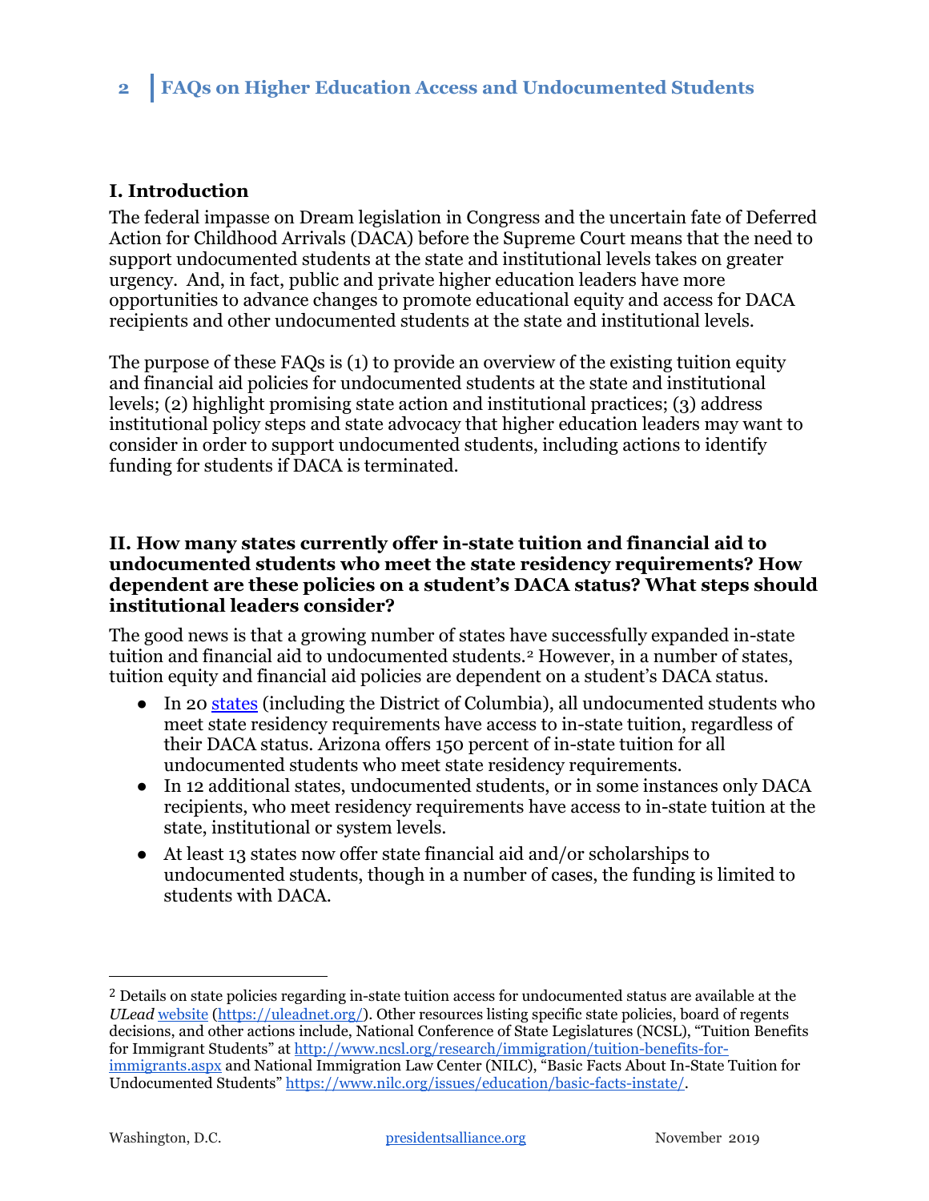## I. Introduction

The federal impasse on Dream legislation in Congress and the uncertain fate of Deferred Action for Childhood Arrivals (DACA) before the Supreme Court means that the need to support undocumented students at the state and institutional levels takes on greater urgency. And, in fact, public and private higher education leaders have more opportunities to advance changes to promote educational equity and access for DACA recipients and other undocumented students at the state and institutional levels.

The purpose of these FAQs is (1) to provide an overview of the existing tuition equity and financial aid policies for undocumented students at the state and institutional levels; (2) highlight promising state action and institutional practices; (3) address institutional policy steps and state advocacy that higher education leaders may want to consider in order to support undocumented students, including actions to identify funding for students if DACA is terminated.

## II. How many states currently offer in-state tuition and financial aid to undocumented students who meet the state residency requirements? How dependent are these policies on a student's DACA status? What steps should institutional leaders consider?

The good news is that a growing number of states have successfully expanded in-state tuition and financial aid to undocumented students.[2] However, in a number of states, tuition equity and financial aid policies are dependent on a student's DACA status.

- In 20 states (including the District of Columbia), all undocumented students who meet state residency requirements have access to in-state tuition, regardless of their DACA status. Arizona offers 150 percent of in-state tuition for all undocumented students who meet state residency requirements.
- In 12 additional states, undocumented students, or in some instances only DACA recipients, who meet residency requirements have access to in-state tuition at the state, institutional or system levels.
- At least 13 states now offer state financial aid and/or scholarships to undocumented students, though in a number of cases, the funding is limited to students with DACA.

---

[2] Details on state policies regarding in-state tuition access for undocumented status are available at the *ULead* website (https://uleadnet.org/). Other resources listing specific state policies, board of regents decisions, and other actions include, National Conference of State Legislatures (NCSL), "Tuition Benefits for Immigrant Students" at http://www.ncsl.org/research/immigration/tuition-benefits-for-immigrants.aspx and National Immigration Law Center (NILC), "Basic Facts About In-State Tuition for Undocumented Students" https://www.nilc.org/issues/education/basic-facts-instate/.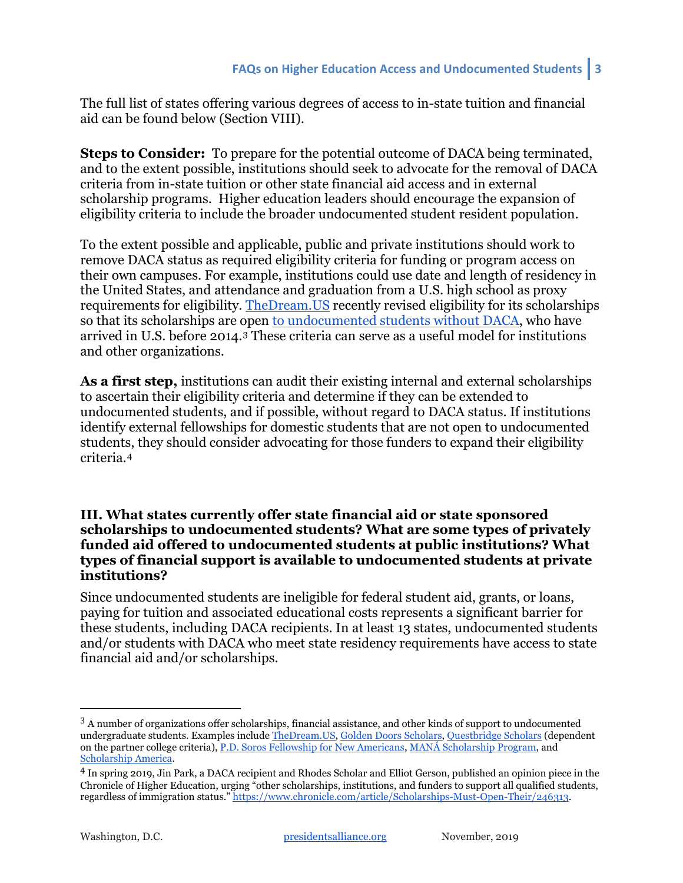The full list of states offering various degrees of access to in-state tuition and financial aid can be found below (Section VIII).

**Steps to Consider:** To prepare for the potential outcome of DACA being terminated, and to the extent possible, institutions should seek to advocate for the removal of DACA criteria from in-state tuition or other state financial aid access and in external scholarship programs. Higher education leaders should encourage the expansion of eligibility criteria to include the broader undocumented student resident population.

To the extent possible and applicable, public and private institutions should work to remove DACA status as required eligibility criteria for funding or program access on their own campuses. For example, institutions could use date and length of residency in the United States, and attendance and graduation from a U.S. high school as proxy requirements for eligibility. TheDream.US recently revised eligibility for its scholarships so that its scholarships are open to undocumented students without DACA, who have arrived in U.S. before 2014.[3] These criteria can serve as a useful model for institutions and other organizations.

**As a first step,** institutions can audit their existing internal and external scholarships to ascertain their eligibility criteria and determine if they can be extended to undocumented students, and if possible, without regard to DACA status. If institutions identify external fellowships for domestic students that are not open to undocumented students, they should consider advocating for those funders to expand their eligibility criteria.[4]

### III. What states currently offer state financial aid or state sponsored scholarships to undocumented students? What are some types of privately funded aid offered to undocumented students at public institutions? What types of financial support is available to undocumented students at private institutions?

Since undocumented students are ineligible for federal student aid, grants, or loans, paying for tuition and associated educational costs represents a significant barrier for these students, including DACA recipients. In at least 13 states, undocumented students and/or students with DACA who meet state residency requirements have access to state financial aid and/or scholarships.

---

[3] A number of organizations offer scholarships, financial assistance, and other kinds of support to undocumented undergraduate students. Examples include TheDream.US, Golden Doors Scholars, Questbridge Scholars (dependent on the partner college criteria), P.D. Soros Fellowship for New Americans, MANÁ Scholarship Program, and Scholarship America.

[4] In spring 2019, Jin Park, a DACA recipient and Rhodes Scholar and Elliot Gerson, published an opinion piece in the Chronicle of Higher Education, urging "other scholarships, institutions, and funders to support all qualified students, regardless of immigration status." https://www.chronicle.com/article/Scholarships-Must-Open-Their/246313.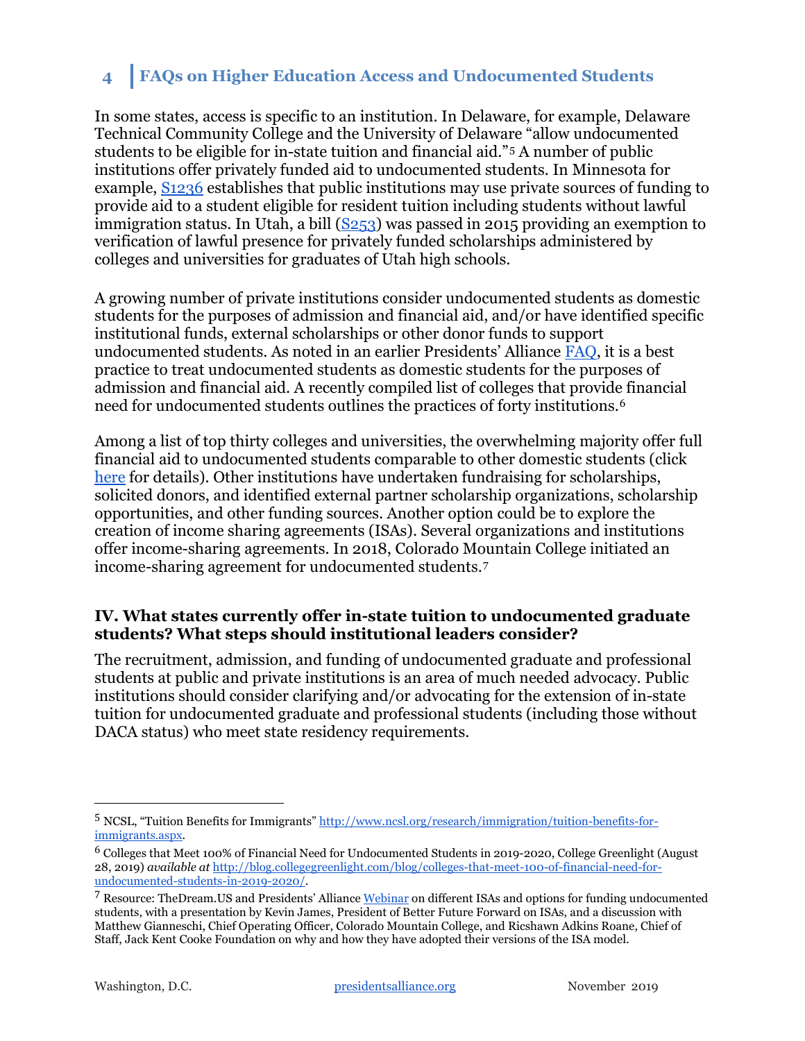In some states, access is specific to an institution. In Delaware, for example, Delaware Technical Community College and the University of Delaware "allow undocumented students to be eligible for in-state tuition and financial aid."[5] A number of public institutions offer privately funded aid to undocumented students. In Minnesota for example, S1236 establishes that public institutions may use private sources of funding to provide aid to a student eligible for resident tuition including students without lawful immigration status. In Utah, a bill (S253) was passed in 2015 providing an exemption to verification of lawful presence for privately funded scholarships administered by colleges and universities for graduates of Utah high schools.

A growing number of private institutions consider undocumented students as domestic students for the purposes of admission and financial aid, and/or have identified specific institutional funds, external scholarships or other donor funds to support undocumented students. As noted in an earlier Presidents' Alliance FAQ, it is a best practice to treat undocumented students as domestic students for the purposes of admission and financial aid. A recently compiled list of colleges that provide financial need for undocumented students outlines the practices of forty institutions.[6]

Among a list of top thirty colleges and universities, the overwhelming majority offer full financial aid to undocumented students comparable to other domestic students (click here for details). Other institutions have undertaken fundraising for scholarships, solicited donors, and identified external partner scholarship organizations, scholarship opportunities, and other funding sources. Another option could be to explore the creation of income sharing agreements (ISAs). Several organizations and institutions offer income-sharing agreements. In 2018, Colorado Mountain College initiated an income-sharing agreement for undocumented students.[7]

### IV. What states currently offer in-state tuition to undocumented graduate students? What steps should institutional leaders consider?

The recruitment, admission, and funding of undocumented graduate and professional students at public and private institutions is an area of much needed advocacy. Public institutions should consider clarifying and/or advocating for the extension of in-state tuition for undocumented graduate and professional students (including those without DACA status) who meet state residency requirements.

---

[5] NCSL, "Tuition Benefits for Immigrants" http://www.ncsl.org/research/immigration/tuition-benefits-for-immigrants.aspx.

[6] Colleges that Meet 100% of Financial Need for Undocumented Students in 2019-2020, College Greenlight (August 28, 2019) *available at* http://blog.collegegreenlight.com/blog/colleges-that-meet-100-of-financial-need-for-undocumented-students-in-2019-2020/.

[7] Resource: TheDream.US and Presidents' Alliance Webinar on different ISAs and options for funding undocumented students, with a presentation by Kevin James, President of Better Future Forward on ISAs, and a discussion with Matthew Gianneschi, Chief Operating Officer, Colorado Mountain College, and Ricshawn Adkins Roane, Chief of Staff, Jack Kent Cooke Foundation on why and how they have adopted their versions of the ISA model.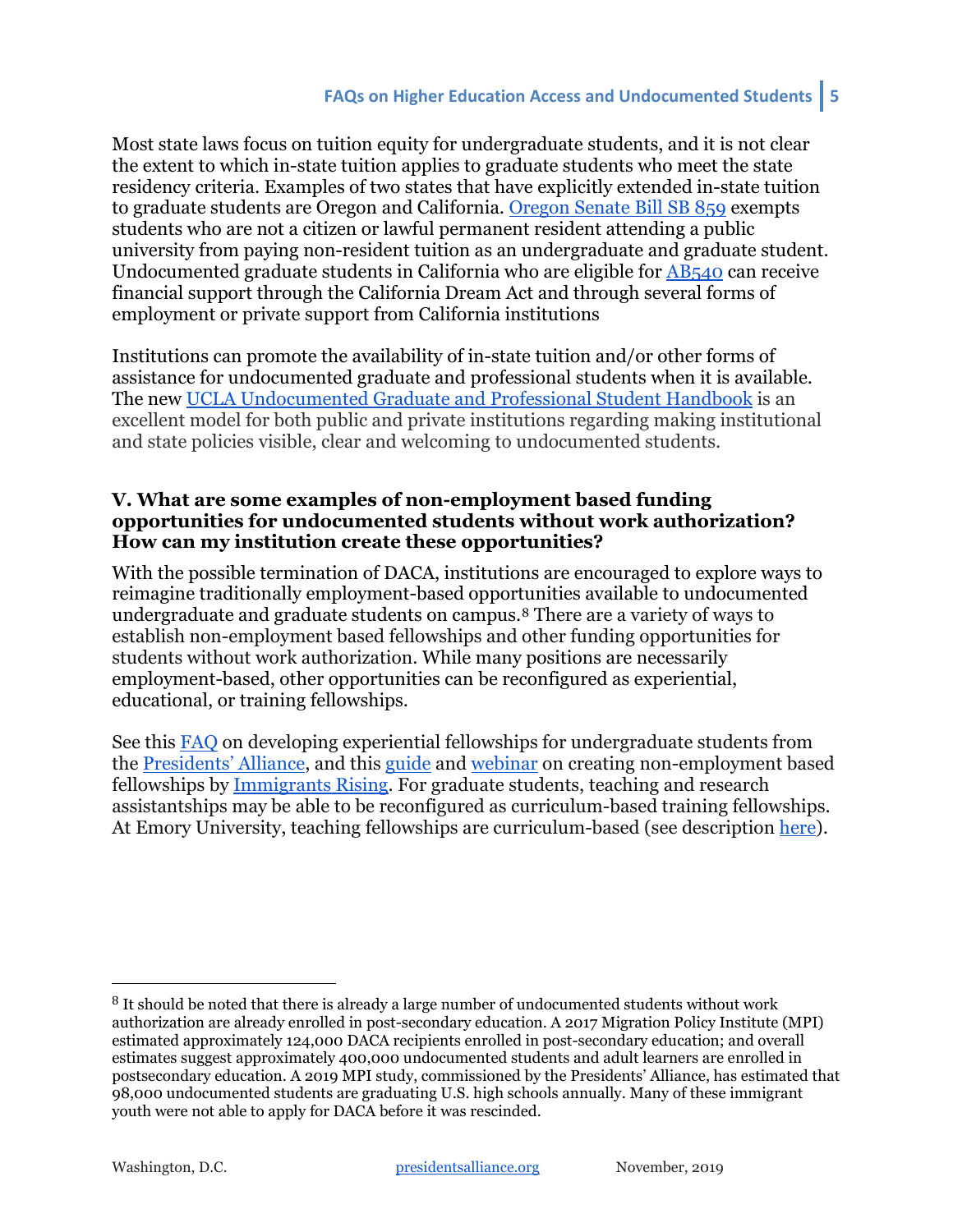Most state laws focus on tuition equity for undergraduate students, and it is not clear the extent to which in-state tuition applies to graduate students who meet the state residency criteria. Examples of two states that have explicitly extended in-state tuition to graduate students are Oregon and California. Oregon Senate Bill SB 859 exempts students who are not a citizen or lawful permanent resident attending a public university from paying non-resident tuition as an undergraduate and graduate student. Undocumented graduate students in California who are eligible for AB540 can receive financial support through the California Dream Act and through several forms of employment or private support from California institutions

Institutions can promote the availability of in-state tuition and/or other forms of assistance for undocumented graduate and professional students when it is available. The new UCLA Undocumented Graduate and Professional Student Handbook is an excellent model for both public and private institutions regarding making institutional and state policies visible, clear and welcoming to undocumented students.

### V. What are some examples of non-employment based funding opportunities for undocumented students without work authorization? How can my institution create these opportunities?

With the possible termination of DACA, institutions are encouraged to explore ways to reimagine traditionally employment-based opportunities available to undocumented undergraduate and graduate students on campus.[8] There are a variety of ways to establish non-employment based fellowships and other funding opportunities for students without work authorization. While many positions are necessarily employment-based, other opportunities can be reconfigured as experiential, educational, or training fellowships.

See this FAQ on developing experiential fellowships for undergraduate students from the Presidents' Alliance, and this guide and webinar on creating non-employment based fellowships by Immigrants Rising. For graduate students, teaching and research assistantships may be able to be reconfigured as curriculum-based training fellowships. At Emory University, teaching fellowships are curriculum-based (see description here).

---

[8] It should be noted that there is already a large number of undocumented students without work authorization are already enrolled in post-secondary education. A 2017 Migration Policy Institute (MPI) estimated approximately 124,000 DACA recipients enrolled in post-secondary education; and overall estimates suggest approximately 400,000 undocumented students and adult learners are enrolled in postsecondary education. A 2019 MPI study, commissioned by the Presidents' Alliance, has estimated that 98,000 undocumented students are graduating U.S. high schools annually. Many of these immigrant youth were not able to apply for DACA before it was rescinded.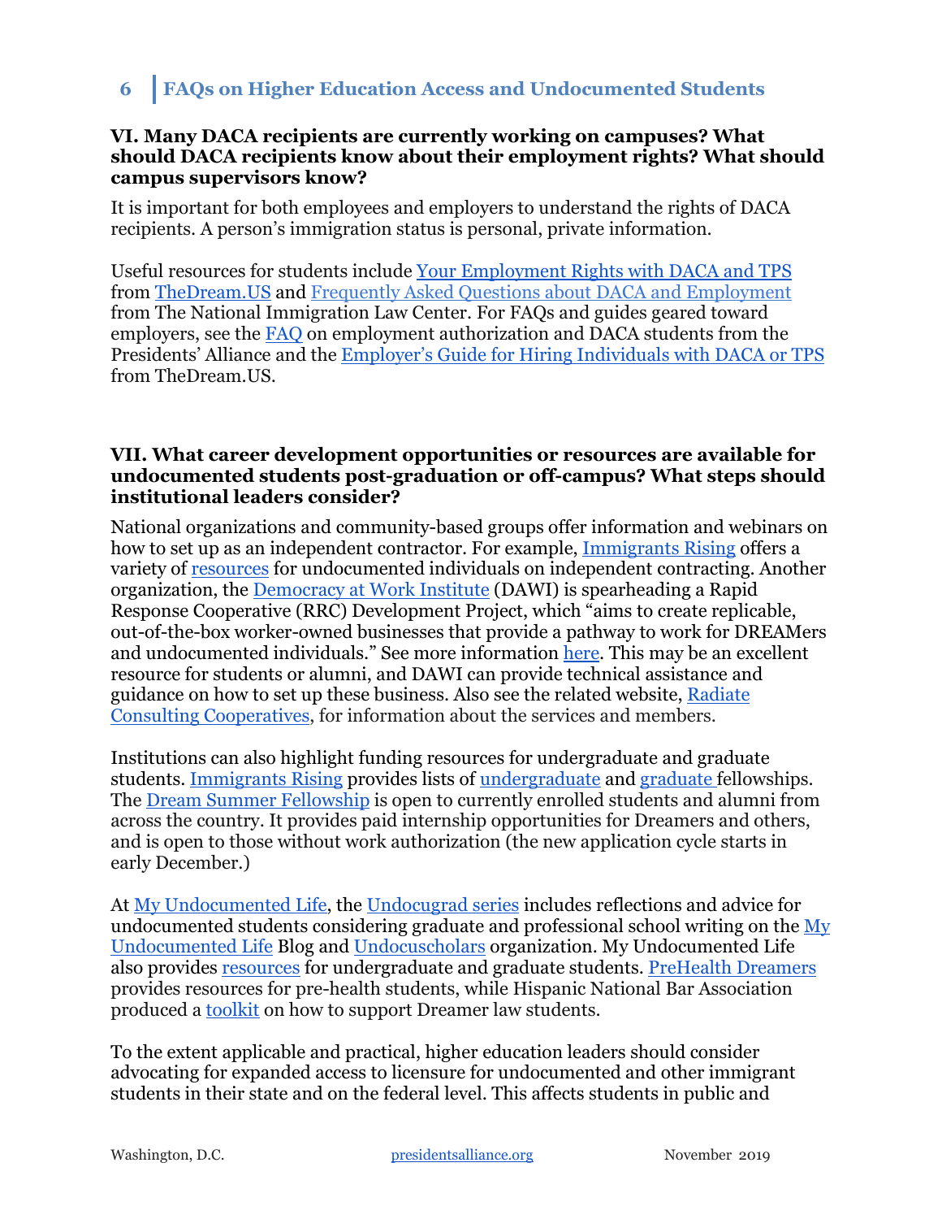### VI. Many DACA recipients are currently working on campuses? What should DACA recipients know about their employment rights? What should campus supervisors know?

It is important for both employees and employers to understand the rights of DACA recipients. A person's immigration status is personal, private information.

Useful resources for students include Your Employment Rights with DACA and TPS from TheDream.US and Frequently Asked Questions about DACA and Employment from The National Immigration Law Center. For FAQs and guides geared toward employers, see the FAQ on employment authorization and DACA students from the Presidents' Alliance and the Employer's Guide for Hiring Individuals with DACA or TPS from TheDream.US.

### VII. What career development opportunities or resources are available for undocumented students post-graduation or off-campus? What steps should institutional leaders consider?

National organizations and community-based groups offer information and webinars on how to set up as an independent contractor. For example, Immigrants Rising offers a variety of resources for undocumented individuals on independent contracting. Another organization, the Democracy at Work Institute (DAWI) is spearheading a Rapid Response Cooperative (RRC) Development Project, which "aims to create replicable, out-of-the-box worker-owned businesses that provide a pathway to work for DREAMers and undocumented individuals." See more information here. This may be an excellent resource for students or alumni, and DAWI can provide technical assistance and guidance on how to set up these business. Also see the related website, Radiate Consulting Cooperatives, for information about the services and members.

Institutions can also highlight funding resources for undergraduate and graduate students. Immigrants Rising provides lists of undergraduate and graduate fellowships. The Dream Summer Fellowship is open to currently enrolled students and alumni from across the country. It provides paid internship opportunities for Dreamers and others, and is open to those without work authorization (the new application cycle starts in early December.)

At My Undocumented Life, the Undocugrad series includes reflections and advice for undocumented students considering graduate and professional school writing on the My Undocumented Life Blog and Undocuscholars organization. My Undocumented Life also provides resources for undergraduate and graduate students. PreHealth Dreamers provides resources for pre-health students, while Hispanic National Bar Association produced a toolkit on how to support Dreamer law students.

To the extent applicable and practical, higher education leaders should consider advocating for expanded access to licensure for undocumented and other immigrant students in their state and on the federal level. This affects students in public and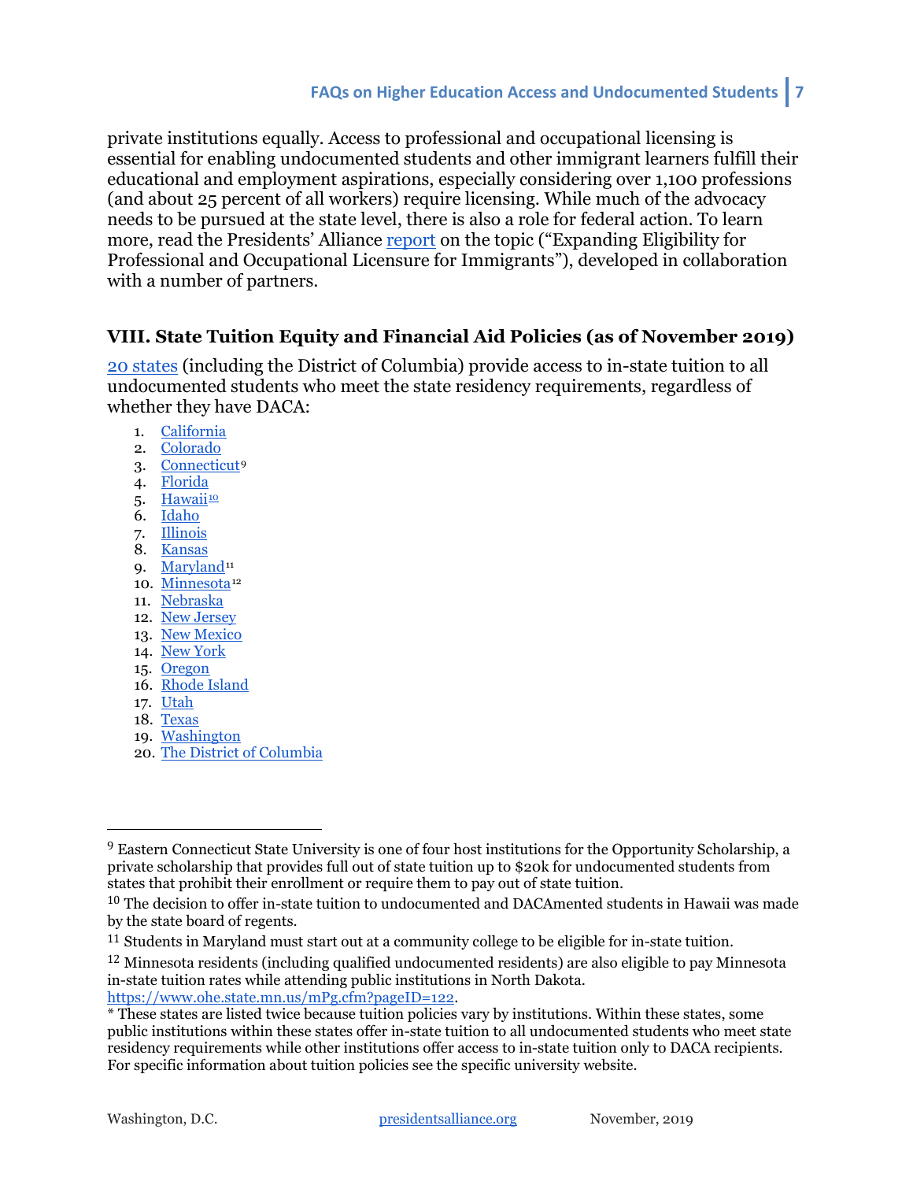private institutions equally. Access to professional and occupational licensing is essential for enabling undocumented students and other immigrant learners fulfill their educational and employment aspirations, especially considering over 1,100 professions (and about 25 percent of all workers) require licensing. While much of the advocacy needs to be pursued at the state level, there is also a role for federal action. To learn more, read the Presidents' Alliance report on the topic ("Expanding Eligibility for Professional and Occupational Licensure for Immigrants"), developed in collaboration with a number of partners.

## VIII. State Tuition Equity and Financial Aid Policies (as of November 2019)

20 states (including the District of Columbia) provide access to in-state tuition to all undocumented students who meet the state residency requirements, regardless of whether they have DACA:

1. California
2. Colorado
3. Connecticut[9]
4. Florida
5. Hawaii[10]
6. Idaho
7. Illinois
8. Kansas
9. Maryland[11]
10. Minnesota[12]
11. Nebraska
12. New Jersey
13. New Mexico
14. New York
15. Oregon
16. Rhode Island
17. Utah
18. Texas
19. Washington
20. The District of Columbia

---

[9] Eastern Connecticut State University is one of four host institutions for the Opportunity Scholarship, a private scholarship that provides full out of state tuition up to $20k for undocumented students from states that prohibit their enrollment or require them to pay out of state tuition.

[10] The decision to offer in-state tuition to undocumented and DACAmented students in Hawaii was made by the state board of regents.

[11] Students in Maryland must start out at a community college to be eligible for in-state tuition.

[12] Minnesota residents (including qualified undocumented residents) are also eligible to pay Minnesota in-state tuition rates while attending public institutions in North Dakota. https://www.ohe.state.mn.us/mPg.cfm?pageID=122.

* These states are listed twice because tuition policies vary by institutions. Within these states, some public institutions within these states offer in-state tuition to all undocumented students who meet state residency requirements while other institutions offer access to in-state tuition only to DACA recipients. For specific information about tuition policies see the specific university website.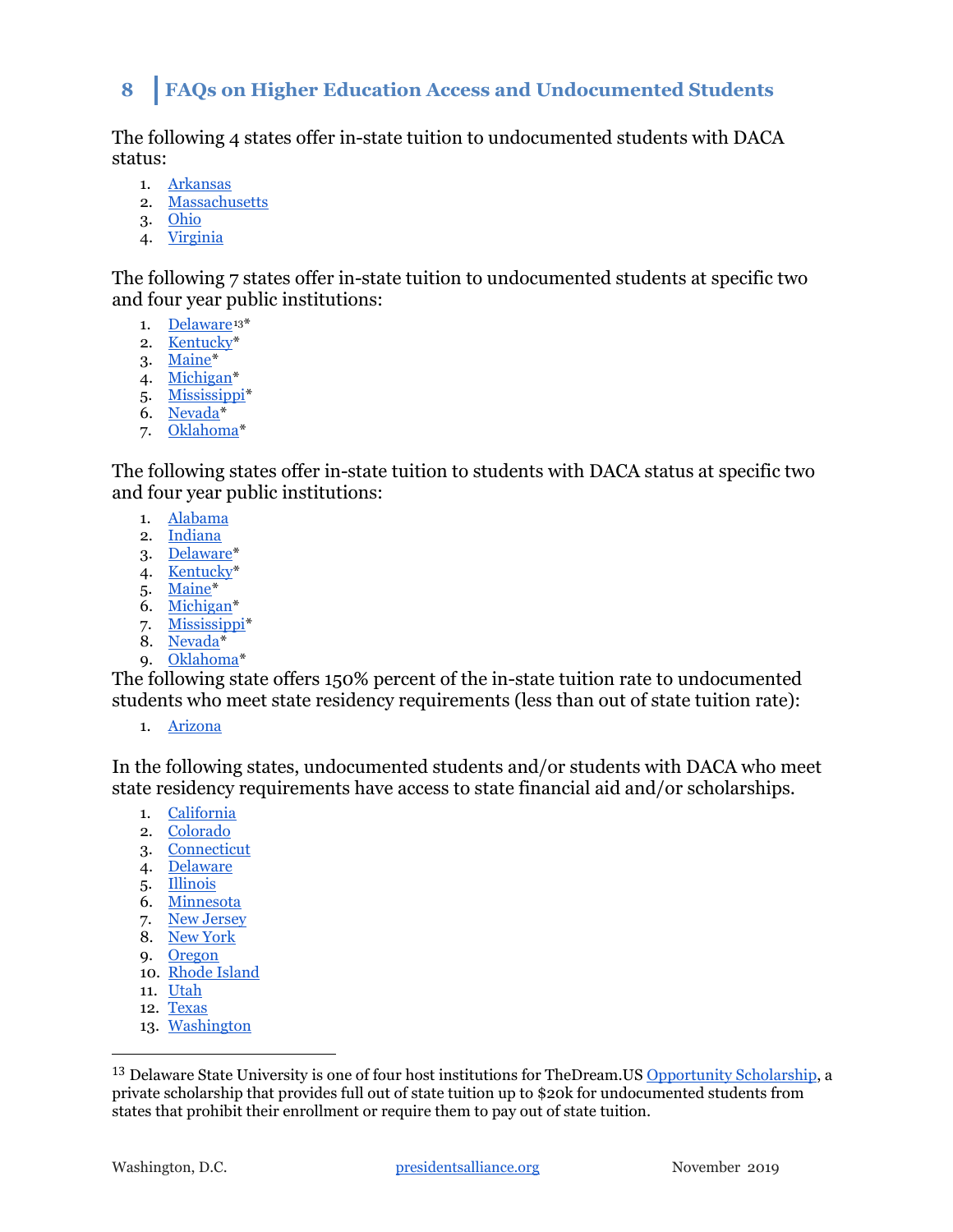The following 4 states offer in-state tuition to undocumented students with DACA status:

1. Arkansas
2. Massachusetts
3. Ohio
4. Virginia

The following 7 states offer in-state tuition to undocumented students at specific two and four year public institutions:

1. Delaware[13]*
2. Kentucky*
3. Maine*
4. Michigan*
5. Mississippi*
6. Nevada*
7. Oklahoma*

The following states offer in-state tuition to students with DACA status at specific two and four year public institutions:

1. Alabama
2. Indiana
3. Delaware*
4. Kentucky*
5. Maine*
6. Michigan*
7. Mississippi*
8. Nevada*
9. Oklahoma*

The following state offers 150% percent of the in-state tuition rate to undocumented students who meet state residency requirements (less than out of state tuition rate):

1. Arizona

In the following states, undocumented students and/or students with DACA who meet state residency requirements have access to state financial aid and/or scholarships.

1. California
2. Colorado
3. Connecticut
4. Delaware
5. Illinois
6. Minnesota
7. New Jersey
8. New York
9. Oregon
10. Rhode Island
11. Utah
12. Texas
13. Washington

---

[13] Delaware State University is one of four host institutions for TheDream.US Opportunity Scholarship, a private scholarship that provides full out of state tuition up to $20k for undocumented students from states that prohibit their enrollment or require them to pay out of state tuition.